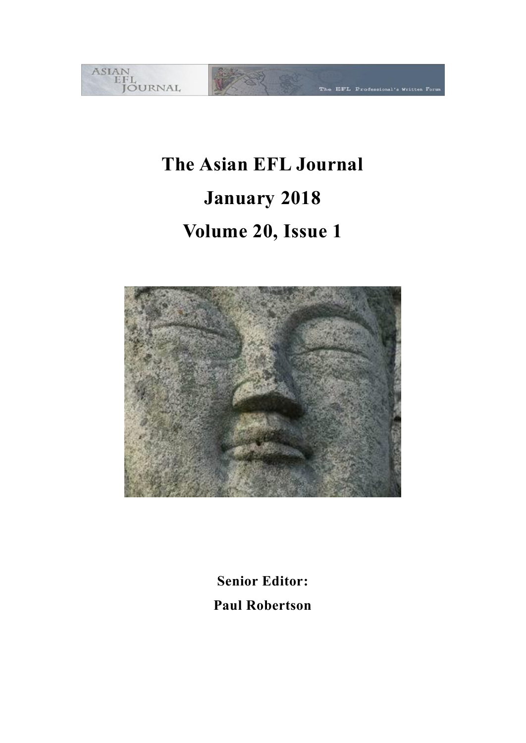# The Asian EFL Journal

# January 2018

# Volume 20, Issue 1

**Senior Editor:**

**Paul Robertson**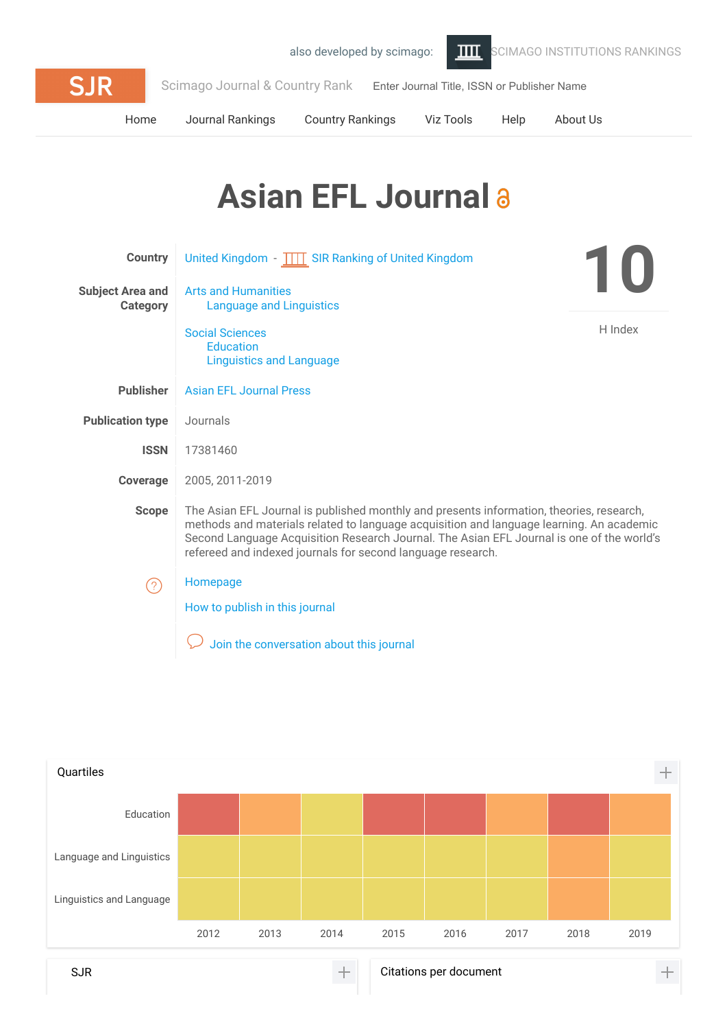also developed by scimago: SCIMAGO INSTITUTIONS RANKINGS

SJR Scimago Journal & Country Rank

Enter Journal Title, ISSN or Publisher Name

Home Journal Rankings Country Rankings Viz Tools Help About Us

# Asian EFL Journal

| | |
|---|---|
| **Country** | United Kingdom - SIR Ranking of United Kingdom |
| **Subject Area and Category** | Arts and Humanities<br>Language and Linguistics<br><br>Social Sciences<br>Education<br>Linguistics and Language |
| **Publisher** | Asian EFL Journal Press |
| **Publication type** | Journals |
| **ISSN** | 17381460 |
| **Coverage** | 2005, 2011-2019 |
| **Scope** | The Asian EFL Journal is published monthly and presents information, theories, research, methods and materials related to language acquisition and language learning. An academic Second Language Acquisition Research Journal. The Asian EFL Journal is one of the world's refereed and indexed journals for second language research. |

**10**
H Index

Homepage

How to publish in this journal

Join the conversation about this journal

Quartiles

| | 2012 | 2013 | 2014 | 2015 | 2016 | 2017 | 2018 | 2019 |
|---|---|---|---|---|---|---|---|---|
| Education | | | | | | | | |
| Language and Linguistics | | | | | | | | |
| Linguistics and Language | | | | | | | | |

SJR

Citations per document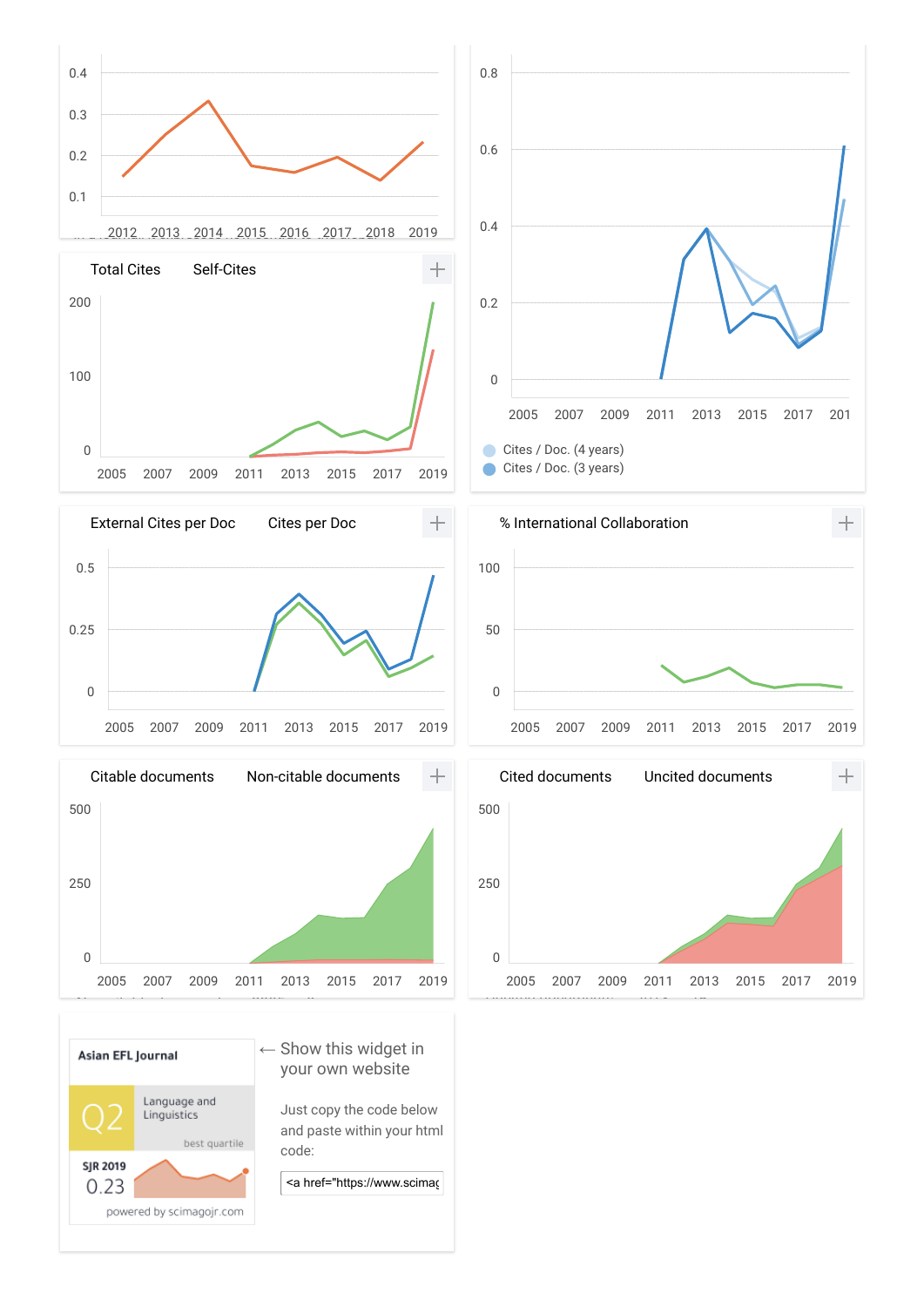0.4
0.3
0.2
0.1

2012 2013 2014 2015 2016 2017 2018 2019

0.8
0.6
0.4
0.2
0

2005 2007 2009 2011 2013 2015 2017 201

Cites / Doc. (4 years)
Cites / Doc. (3 years)

Total Cites Self-Cites

200
100
0

2005 2007 2009 2011 2013 2015 2017 2019

External Cites per Doc Cites per Doc

0.5
0.25
0

2005 2007 2009 2011 2013 2015 2017 2019

% International Collaboration

100
50
0

2005 2007 2009 2011 2013 2015 2017 2019

Citable documents Non-citable documents

500
250
0

2005 2007 2009 2011 2013 2015 2017 2019

Cited documents Uncited documents

500
250
0

2005 2007 2009 2011 2013 2015 2017 2019

Asian EFL Journal

Q2 Language and Linguistics

best quartile

SJR 2019
0.23

powered by scimagojr.com

← Show this widget in your own website

Just copy the code below and paste within your html code:

```
<a href="https://www.scimag
```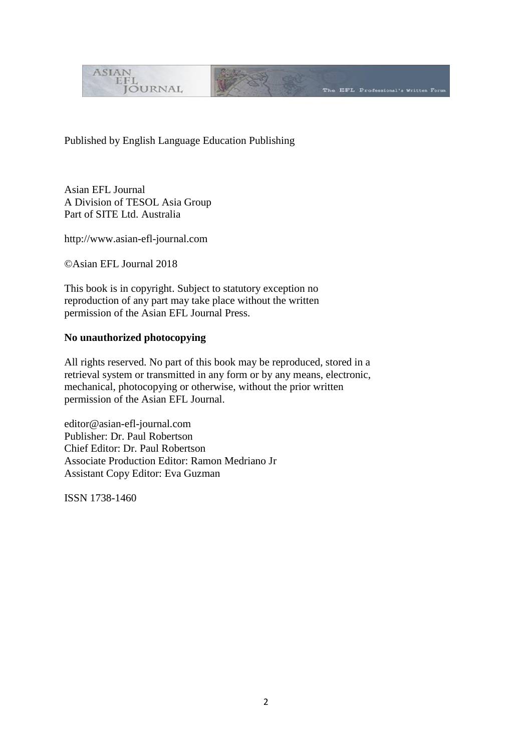Published by English Language Education Publishing

Asian EFL Journal  
A Division of TESOL Asia Group  
Part of SITE Ltd. Australia

http://www.asian-efl-journal.com

©Asian EFL Journal 2018

This book is in copyright. Subject to statutory exception no reproduction of any part may take place without the written permission of the Asian EFL Journal Press.

**No unauthorized photocopying**

All rights reserved. No part of this book may be reproduced, stored in a retrieval system or transmitted in any form or by any means, electronic, mechanical, photocopying or otherwise, without the prior written permission of the Asian EFL Journal.

editor@asian-efl-journal.com  
Publisher: Dr. Paul Robertson  
Chief Editor: Dr. Paul Robertson  
Associate Production Editor: Ramon Medriano Jr  
Assistant Copy Editor: Eva Guzman

ISSN 1738-1460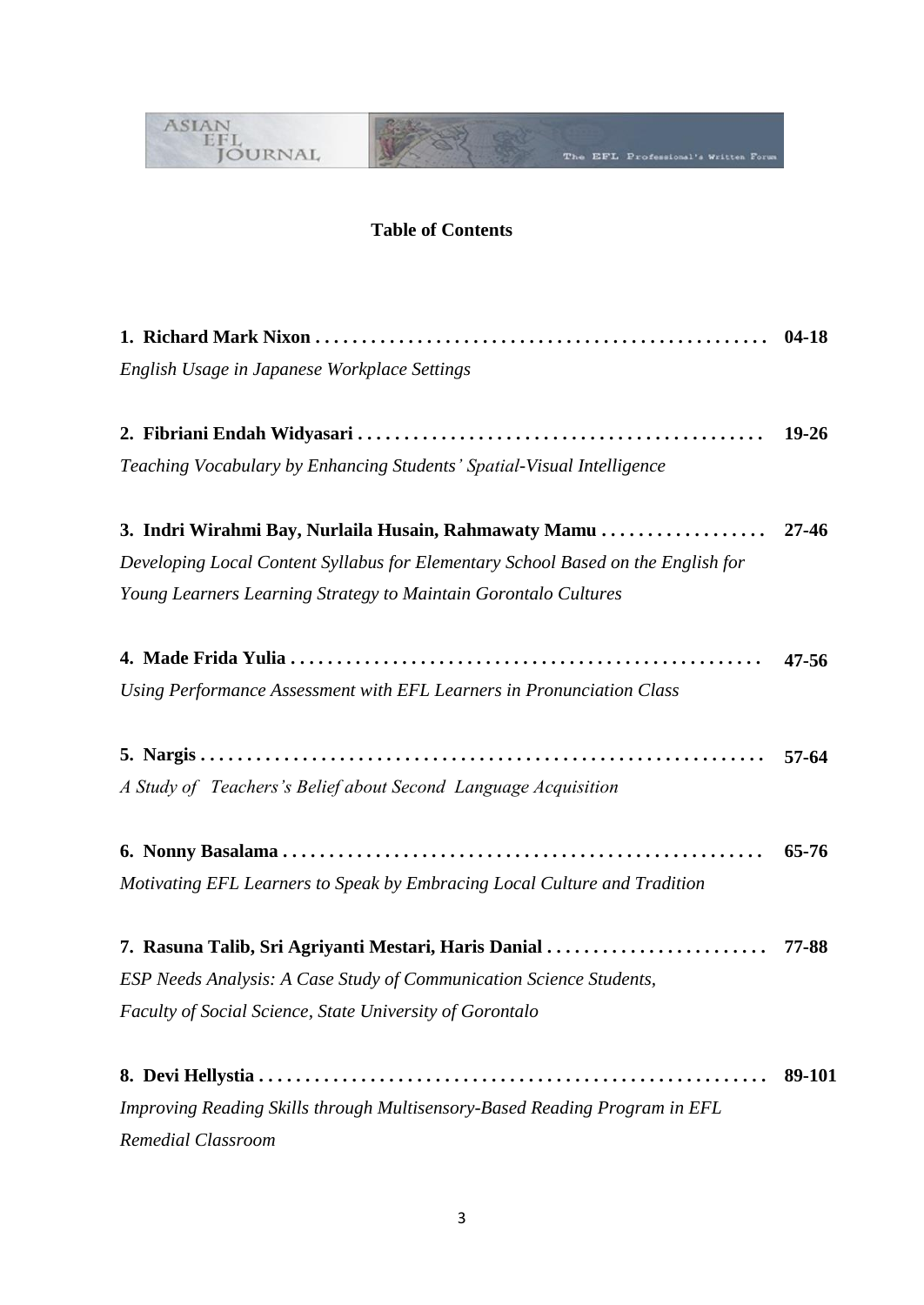## Table of Contents

**1. Richard Mark Nixon . . . . . . . . . . . . . . . . . . . . . . . . . . . . . . . . . . . . . . . . . . . . . . . . . 04-18**
*English Usage in Japanese Workplace Settings*

**2. Fibriani Endah Widyasari . . . . . . . . . . . . . . . . . . . . . . . . . . . . . . . . . . . . . . . . . . . . 19-26**
*Teaching Vocabulary by Enhancing Students' Spatial-Visual Intelligence*

**3. Indri Wirahmi Bay, Nurlaila Husain, Rahmawaty Mamu . . . . . . . . . . . . . . . . . . 27-46**
*Developing Local Content Syllabus for Elementary School Based on the English for Young Learners Learning Strategy to Maintain Gorontalo Cultures*

**4. Made Frida Yulia . . . . . . . . . . . . . . . . . . . . . . . . . . . . . . . . . . . . . . . . . . . . . . . . . . . 47-56**
*Using Performance Assessment with EFL Learners in Pronunciation Class*

**5. Nargis . . . . . . . . . . . . . . . . . . . . . . . . . . . . . . . . . . . . . . . . . . . . . . . . . . . . . . . . . . . . . 57-64**
*A Study of Teachers's Belief about Second Language Acquisition*

**6. Nonny Basalama . . . . . . . . . . . . . . . . . . . . . . . . . . . . . . . . . . . . . . . . . . . . . . . . . . . . 65-76**
*Motivating EFL Learners to Speak by Embracing Local Culture and Tradition*

**7. Rasuna Talib, Sri Agriyanti Mestari, Haris Danial . . . . . . . . . . . . . . . . . . . . . . . . 77-88**
*ESP Needs Analysis: A Case Study of Communication Science Students, Faculty of Social Science, State University of Gorontalo*

**8. Devi Hellystia . . . . . . . . . . . . . . . . . . . . . . . . . . . . . . . . . . . . . . . . . . . . . . . . . . . . . . 89-101**
*Improving Reading Skills through Multisensory-Based Reading Program in EFL Remedial Classroom*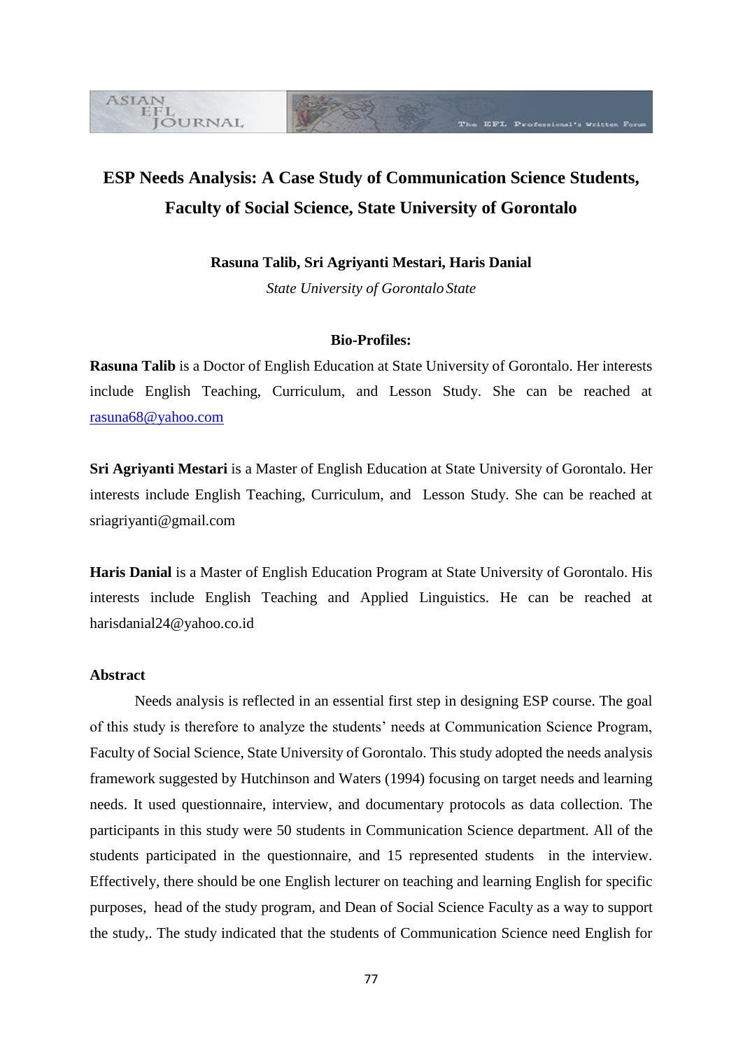# ESP Needs Analysis: A Case Study of Communication Science Students, Faculty of Social Science, State University of Gorontalo

**Rasuna Talib, Sri Agriyanti Mestari, Haris Danial**

*State University of Gorontalo State*

**Bio-Profiles:**

**Rasuna Talib** is a Doctor of English Education at State University of Gorontalo. Her interests include English Teaching, Curriculum, and Lesson Study. She can be reached at rasuna68@yahoo.com

**Sri Agriyanti Mestari** is a Master of English Education at State University of Gorontalo. Her interests include English Teaching, Curriculum, and Lesson Study. She can be reached at sriagriyanti@gmail.com

**Haris Danial** is a Master of English Education Program at State University of Gorontalo. His interests include English Teaching and Applied Linguistics. He can be reached at harisdanial24@yahoo.co.id

## Abstract

Needs analysis is reflected in an essential first step in designing ESP course. The goal of this study is therefore to analyze the students' needs at Communication Science Program, Faculty of Social Science, State University of Gorontalo. This study adopted the needs analysis framework suggested by Hutchinson and Waters (1994) focusing on target needs and learning needs. It used questionnaire, interview, and documentary protocols as data collection. The participants in this study were 50 students in Communication Science department. All of the students participated in the questionnaire, and 15 represented students in the interview. Effectively, there should be one English lecturer on teaching and learning English for specific purposes, head of the study program, and Dean of Social Science Faculty as a way to support the study,. The study indicated that the students of Communication Science need English for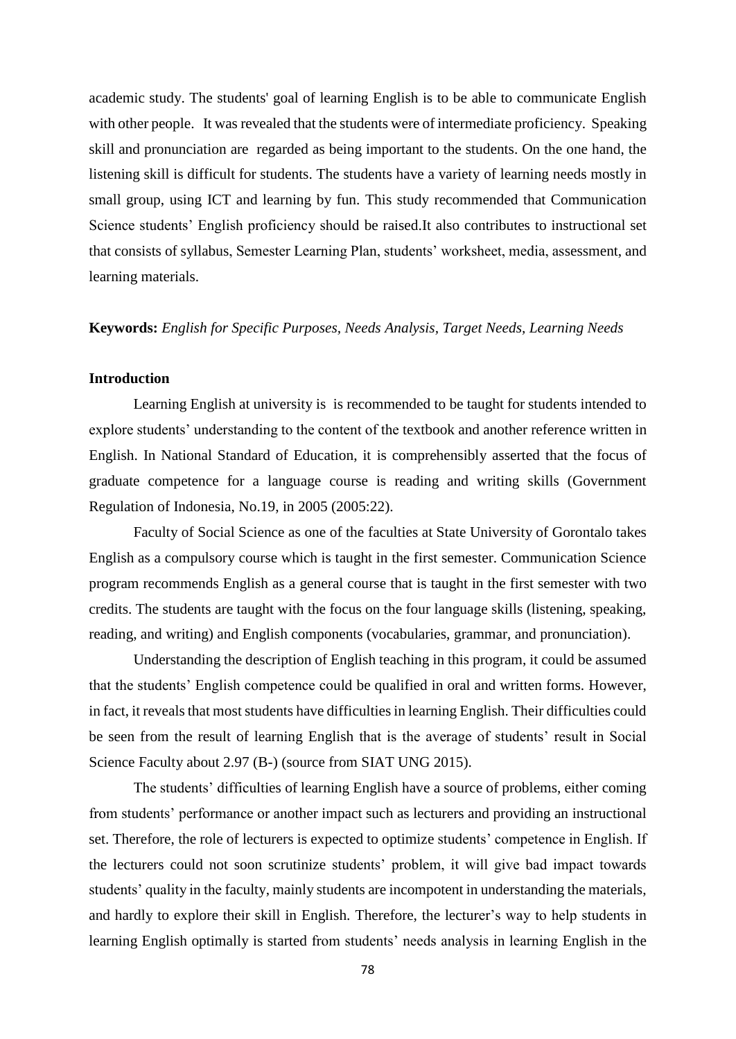academic study. The students' goal of learning English is to be able to communicate English with other people. It was revealed that the students were of intermediate proficiency. Speaking skill and pronunciation are regarded as being important to the students. On the one hand, the listening skill is difficult for students. The students have a variety of learning needs mostly in small group, using ICT and learning by fun. This study recommended that Communication Science students' English proficiency should be raised.It also contributes to instructional set that consists of syllabus, Semester Learning Plan, students' worksheet, media, assessment, and learning materials.

**Keywords:** *English for Specific Purposes, Needs Analysis, Target Needs, Learning Needs*

## Introduction

Learning English at university is is recommended to be taught for students intended to explore students' understanding to the content of the textbook and another reference written in English. In National Standard of Education, it is comprehensibly asserted that the focus of graduate competence for a language course is reading and writing skills (Government Regulation of Indonesia, No.19, in 2005 (2005:22).

Faculty of Social Science as one of the faculties at State University of Gorontalo takes English as a compulsory course which is taught in the first semester. Communication Science program recommends English as a general course that is taught in the first semester with two credits. The students are taught with the focus on the four language skills (listening, speaking, reading, and writing) and English components (vocabularies, grammar, and pronunciation).

Understanding the description of English teaching in this program, it could be assumed that the students' English competence could be qualified in oral and written forms. However, in fact, it reveals that most students have difficulties in learning English. Their difficulties could be seen from the result of learning English that is the average of students' result in Social Science Faculty about 2.97 (B-) (source from SIAT UNG 2015).

The students' difficulties of learning English have a source of problems, either coming from students' performance or another impact such as lecturers and providing an instructional set. Therefore, the role of lecturers is expected to optimize students' competence in English. If the lecturers could not soon scrutinize students' problem, it will give bad impact towards students' quality in the faculty, mainly students are incompotent in understanding the materials, and hardly to explore their skill in English. Therefore, the lecturer's way to help students in learning English optimally is started from students' needs analysis in learning English in the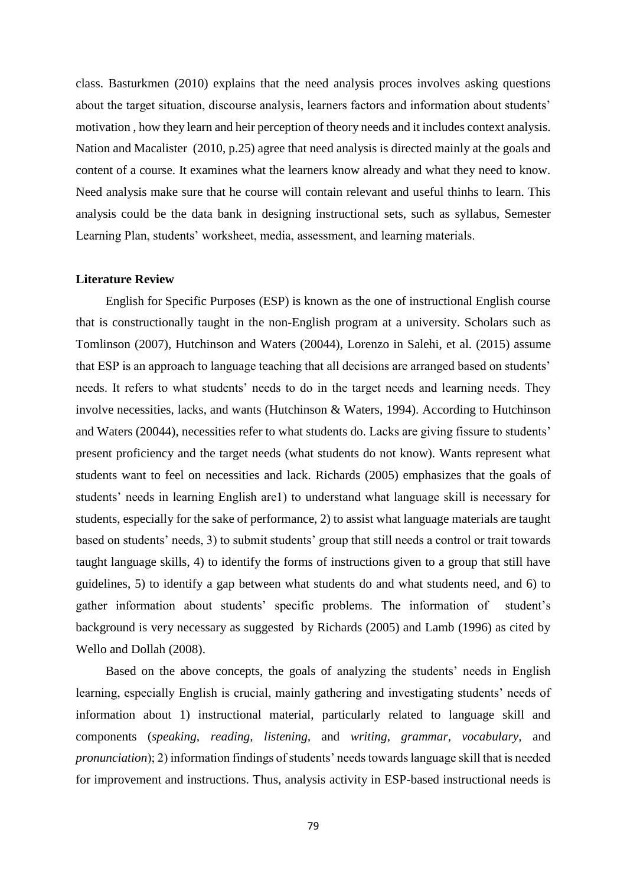class. Basturkmen (2010) explains that the need analysis proces involves asking questions about the target situation, discourse analysis, learners factors and information about students' motivation , how they learn and heir perception of theory needs and it includes context analysis. Nation and Macalister (2010, p.25) agree that need analysis is directed mainly at the goals and content of a course. It examines what the learners know already and what they need to know. Need analysis make sure that he course will contain relevant and useful thinhs to learn. This analysis could be the data bank in designing instructional sets, such as syllabus, Semester Learning Plan, students' worksheet, media, assessment, and learning materials.

**Literature Review**

English for Specific Purposes (ESP) is known as the one of instructional English course that is constructionally taught in the non-English program at a university. Scholars such as Tomlinson (2007), Hutchinson and Waters (20044), Lorenzo in Salehi, et al. (2015) assume that ESP is an approach to language teaching that all decisions are arranged based on students' needs. It refers to what students' needs to do in the target needs and learning needs. They involve necessities, lacks, and wants (Hutchinson & Waters, 1994). According to Hutchinson and Waters (20044), necessities refer to what students do. Lacks are giving fissure to students' present proficiency and the target needs (what students do not know). Wants represent what students want to feel on necessities and lack. Richards (2005) emphasizes that the goals of students' needs in learning English are1) to understand what language skill is necessary for students, especially for the sake of performance, 2) to assist what language materials are taught based on students' needs, 3) to submit students' group that still needs a control or trait towards taught language skills, 4) to identify the forms of instructions given to a group that still have guidelines, 5) to identify a gap between what students do and what students need, and 6) to gather information about students' specific problems. The information of student's background is very necessary as suggested by Richards (2005) and Lamb (1996) as cited by Wello and Dollah (2008).

Based on the above concepts, the goals of analyzing the students' needs in English learning, especially English is crucial, mainly gathering and investigating students' needs of information about 1) instructional material, particularly related to language skill and components (*speaking*, *reading*, *listening*, and *writing*, *grammar*, *vocabulary*, and *pronunciation*); 2) information findings of students' needs towards language skill that is needed for improvement and instructions. Thus, analysis activity in ESP-based instructional needs is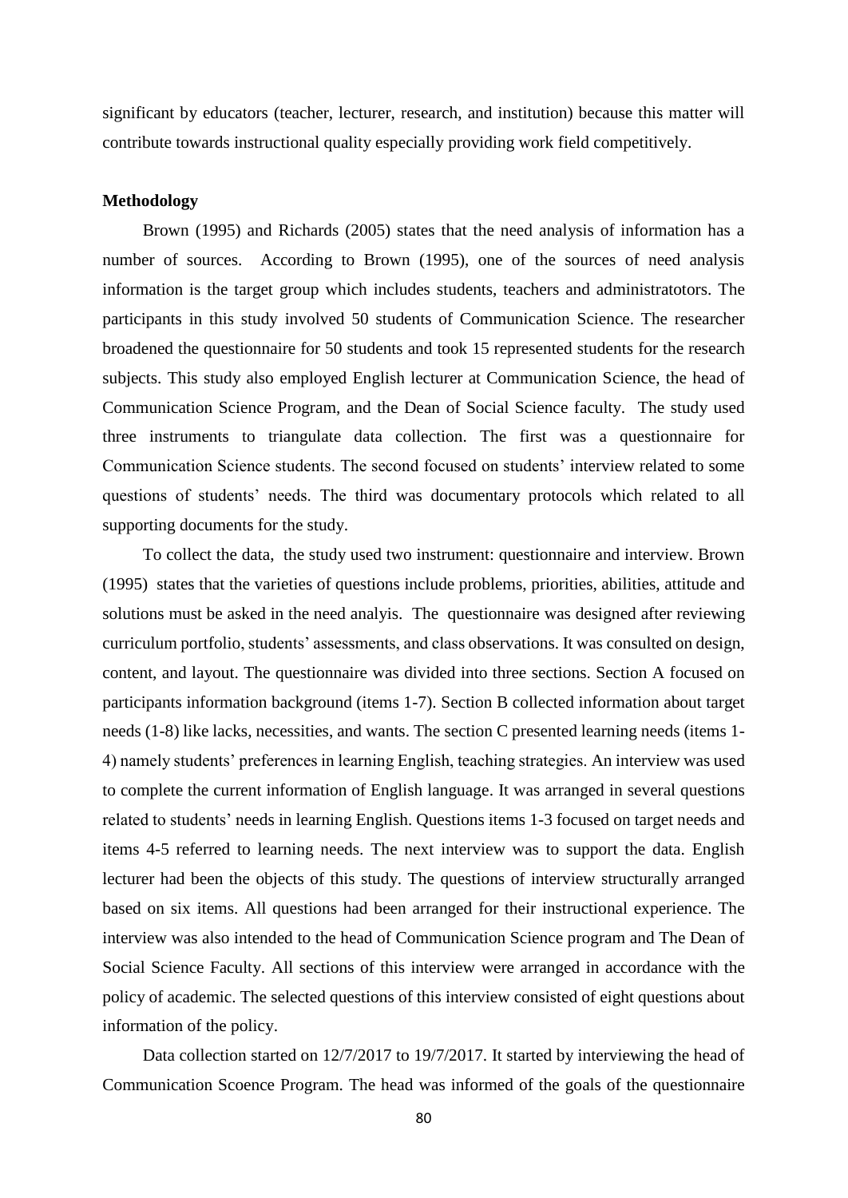significant by educators (teacher, lecturer, research, and institution) because this matter will contribute towards instructional quality especially providing work field competitively.

**Methodology**

Brown (1995) and Richards (2005) states that the need analysis of information has a number of sources. According to Brown (1995), one of the sources of need analysis information is the target group which includes students, teachers and administratotors. The participants in this study involved 50 students of Communication Science. The researcher broadened the questionnaire for 50 students and took 15 represented students for the research subjects. This study also employed English lecturer at Communication Science, the head of Communication Science Program, and the Dean of Social Science faculty. The study used three instruments to triangulate data collection. The first was a questionnaire for Communication Science students. The second focused on students' interview related to some questions of students' needs. The third was documentary protocols which related to all supporting documents for the study.

To collect the data, the study used two instrument: questionnaire and interview. Brown (1995) states that the varieties of questions include problems, priorities, abilities, attitude and solutions must be asked in the need analyis. The questionnaire was designed after reviewing curriculum portfolio, students' assessments, and class observations. It was consulted on design, content, and layout. The questionnaire was divided into three sections. Section A focused on participants information background (items 1-7). Section B collected information about target needs (1-8) like lacks, necessities, and wants. The section C presented learning needs (items 1-4) namely students' preferences in learning English, teaching strategies. An interview was used to complete the current information of English language. It was arranged in several questions related to students' needs in learning English. Questions items 1-3 focused on target needs and items 4-5 referred to learning needs. The next interview was to support the data. English lecturer had been the objects of this study. The questions of interview structurally arranged based on six items. All questions had been arranged for their instructional experience. The interview was also intended to the head of Communication Science program and The Dean of Social Science Faculty. All sections of this interview were arranged in accordance with the policy of academic. The selected questions of this interview consisted of eight questions about information of the policy.

Data collection started on 12/7/2017 to 19/7/2017. It started by interviewing the head of Communication Scoence Program. The head was informed of the goals of the questionnaire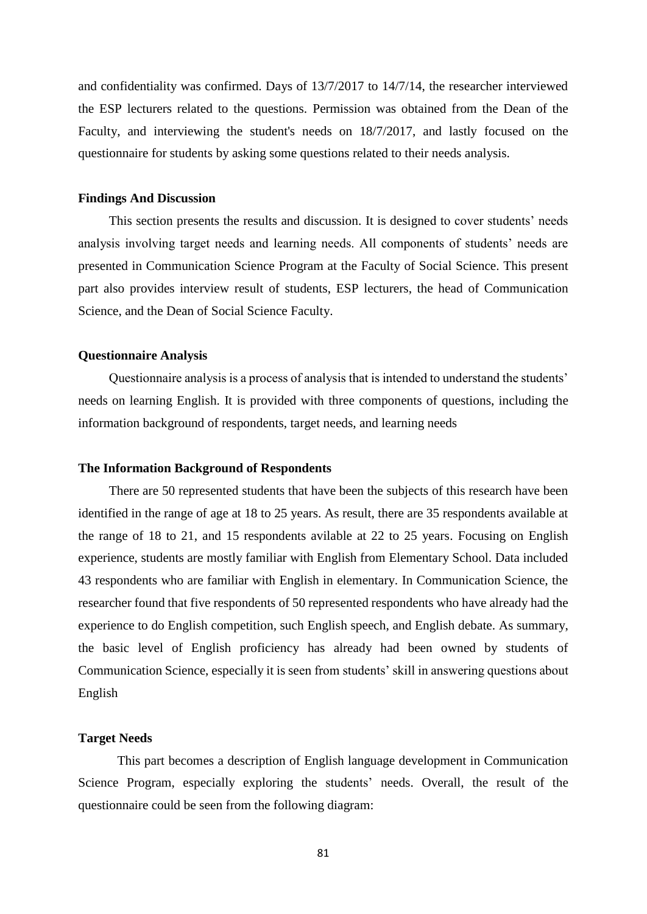and confidentiality was confirmed. Days of 13/7/2017 to 14/7/14, the researcher interviewed the ESP lecturers related to the questions. Permission was obtained from the Dean of the Faculty, and interviewing the student's needs on 18/7/2017, and lastly focused on the questionnaire for students by asking some questions related to their needs analysis.

## Findings And Discussion

This section presents the results and discussion. It is designed to cover students' needs analysis involving target needs and learning needs. All components of students' needs are presented in Communication Science Program at the Faculty of Social Science. This present part also provides interview result of students, ESP lecturers, the head of Communication Science, and the Dean of Social Science Faculty.

### Questionnaire Analysis

Questionnaire analysis is a process of analysis that is intended to understand the students' needs on learning English. It is provided with three components of questions, including the information background of respondents, target needs, and learning needs

### The Information Background of Respondents

There are 50 represented students that have been the subjects of this research have been identified in the range of age at 18 to 25 years. As result, there are 35 respondents available at the range of 18 to 21, and 15 respondents avilable at 22 to 25 years. Focusing on English experience, students are mostly familiar with English from Elementary School. Data included 43 respondents who are familiar with English in elementary. In Communication Science, the researcher found that five respondents of 50 represented respondents who have already had the experience to do English competition, such English speech, and English debate. As summary, the basic level of English proficiency has already had been owned by students of Communication Science, especially it is seen from students' skill in answering questions about English

### Target Needs

This part becomes a description of English language development in Communication Science Program, especially exploring the students' needs. Overall, the result of the questionnaire could be seen from the following diagram: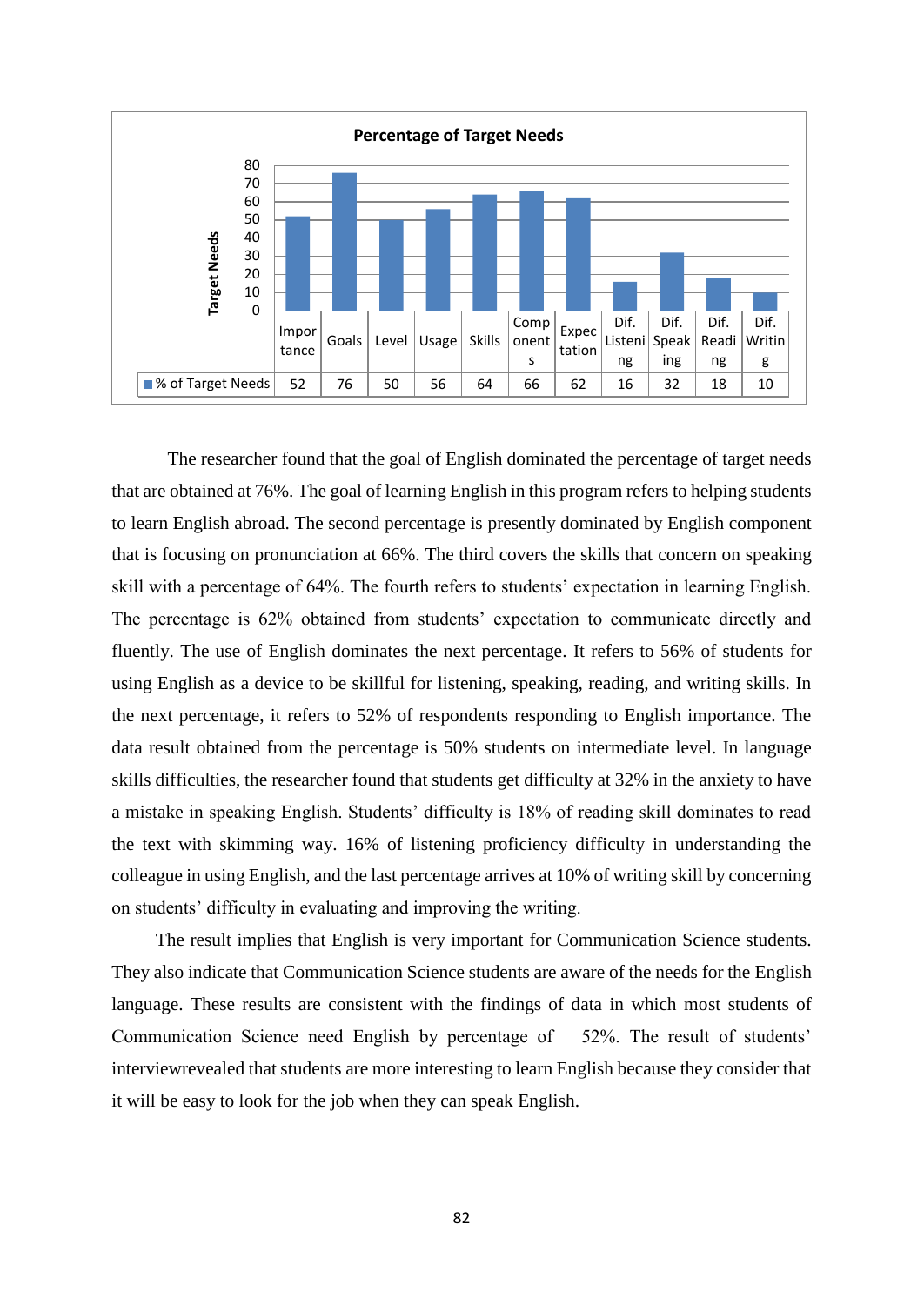**Percentage of Target Needs**

| | Importance | Goals | Level | Usage | Skills | Components | Expectation | Dif. Listening | Dif. Speaking | Dif. Reading | Dif. Writing |
|---|---|---|---|---|---|---|---|---|---|---|---|
| % of Target Needs | 52 | 76 | 50 | 56 | 64 | 66 | 62 | 16 | 32 | 18 | 10 |

The researcher found that the goal of English dominated the percentage of target needs that are obtained at 76%. The goal of learning English in this program refers to helping students to learn English abroad. The second percentage is presently dominated by English component that is focusing on pronunciation at 66%. The third covers the skills that concern on speaking skill with a percentage of 64%. The fourth refers to students' expectation in learning English. The percentage is 62% obtained from students' expectation to communicate directly and fluently. The use of English dominates the next percentage. It refers to 56% of students for using English as a device to be skillful for listening, speaking, reading, and writing skills. In the next percentage, it refers to 52% of respondents responding to English importance. The data result obtained from the percentage is 50% students on intermediate level. In language skills difficulties, the researcher found that students get difficulty at 32% in the anxiety to have a mistake in speaking English. Students' difficulty is 18% of reading skill dominates to read the text with skimming way. 16% of listening proficiency difficulty in understanding the colleague in using English, and the last percentage arrives at 10% of writing skill by concerning on students' difficulty in evaluating and improving the writing.

The result implies that English is very important for Communication Science students. They also indicate that Communication Science students are aware of the needs for the English language. These results are consistent with the findings of data in which most students of Communication Science need English by percentage of 52%. The result of students' interviewrevealed that students are more interesting to learn English because they consider that it will be easy to look for the job when they can speak English.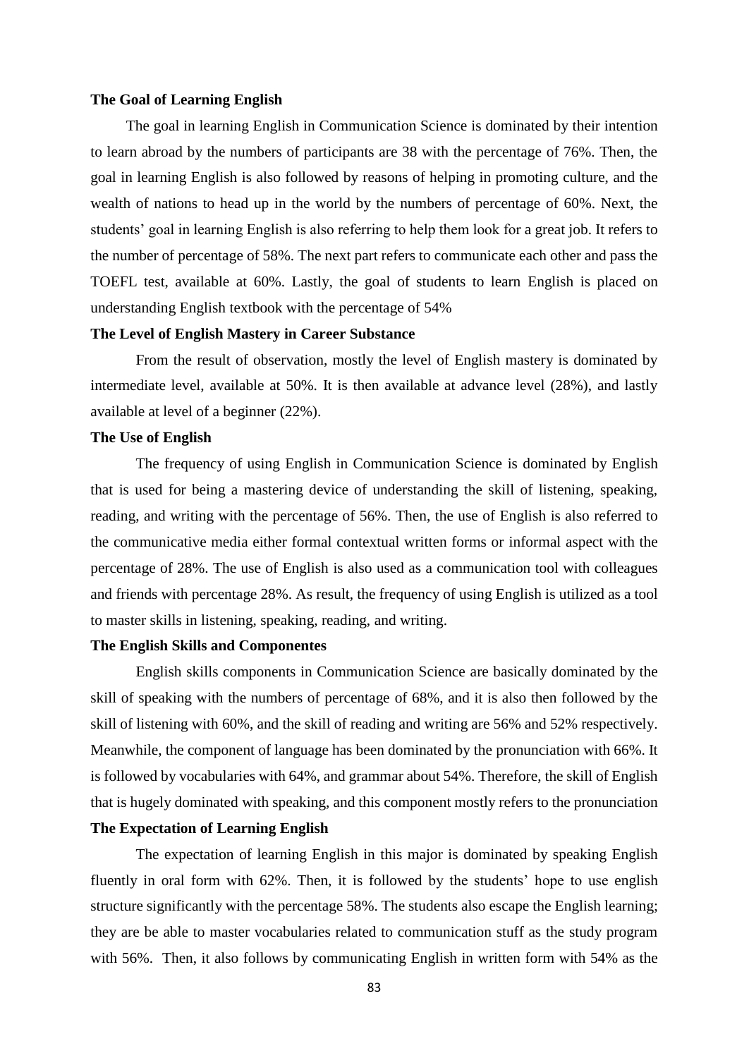**The Goal of Learning English**

The goal in learning English in Communication Science is dominated by their intention to learn abroad by the numbers of participants are 38 with the percentage of 76%. Then, the goal in learning English is also followed by reasons of helping in promoting culture, and the wealth of nations to head up in the world by the numbers of percentage of 60%. Next, the students' goal in learning English is also referring to help them look for a great job. It refers to the number of percentage of 58%. The next part refers to communicate each other and pass the TOEFL test, available at 60%. Lastly, the goal of students to learn English is placed on understanding English textbook with the percentage of 54%

**The Level of English Mastery in Career Substance**

From the result of observation, mostly the level of English mastery is dominated by intermediate level, available at 50%. It is then available at advance level (28%), and lastly available at level of a beginner (22%).

**The Use of English**

The frequency of using English in Communication Science is dominated by English that is used for being a mastering device of understanding the skill of listening, speaking, reading, and writing with the percentage of 56%. Then, the use of English is also referred to the communicative media either formal contextual written forms or informal aspect with the percentage of 28%. The use of English is also used as a communication tool with colleagues and friends with percentage 28%. As result, the frequency of using English is utilized as a tool to master skills in listening, speaking, reading, and writing.

**The English Skills and Componentes**

English skills components in Communication Science are basically dominated by the skill of speaking with the numbers of percentage of 68%, and it is also then followed by the skill of listening with 60%, and the skill of reading and writing are 56% and 52% respectively. Meanwhile, the component of language has been dominated by the pronunciation with 66%. It is followed by vocabularies with 64%, and grammar about 54%. Therefore, the skill of English that is hugely dominated with speaking, and this component mostly refers to the pronunciation

**The Expectation of Learning English**

The expectation of learning English in this major is dominated by speaking English fluently in oral form with 62%. Then, it is followed by the students' hope to use english structure significantly with the percentage 58%. The students also escape the English learning; they are be able to master vocabularies related to communication stuff as the study program with 56%. Then, it also follows by communicating English in written form with 54% as the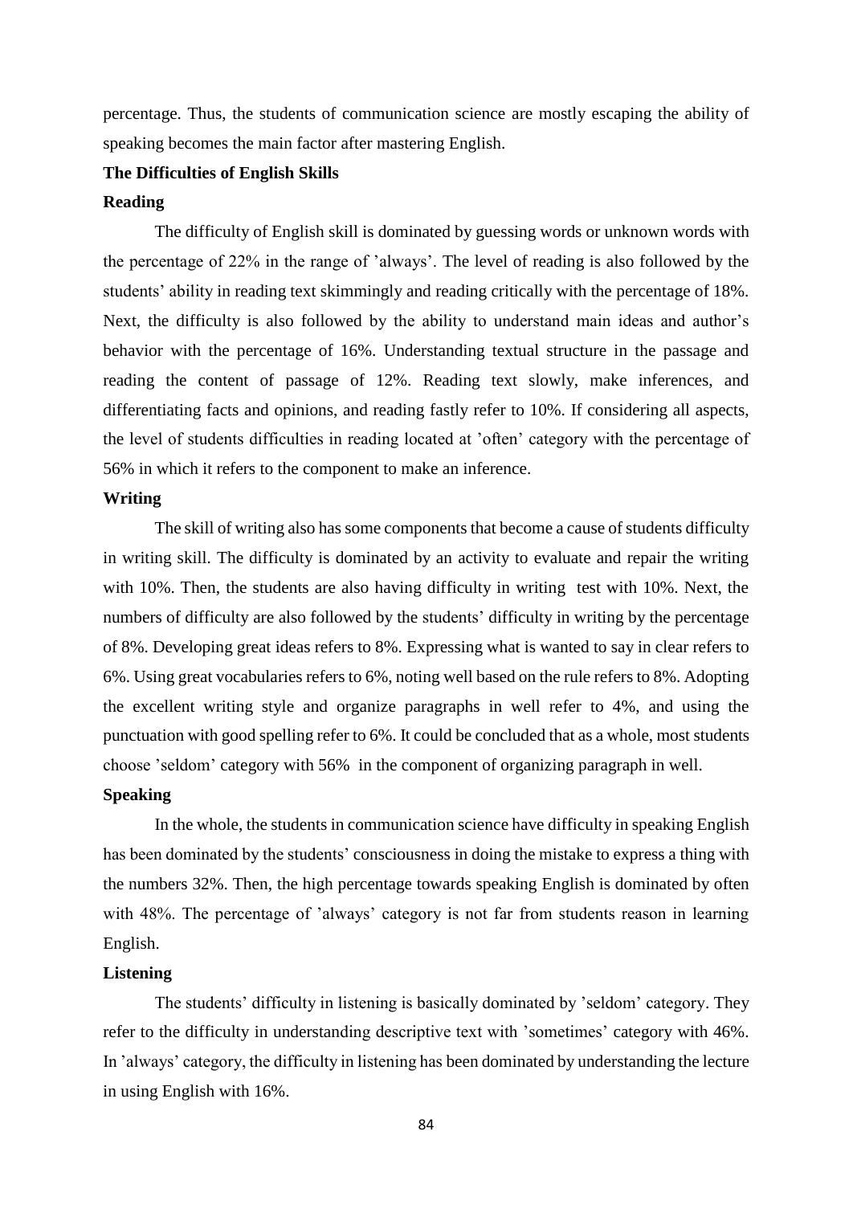percentage. Thus, the students of communication science are mostly escaping the ability of speaking becomes the main factor after mastering English.

**The Difficulties of English Skills**

**Reading**

The difficulty of English skill is dominated by guessing words or unknown words with the percentage of 22% in the range of 'always'. The level of reading is also followed by the students' ability in reading text skimmingly and reading critically with the percentage of 18%. Next, the difficulty is also followed by the ability to understand main ideas and author's behavior with the percentage of 16%. Understanding textual structure in the passage and reading the content of passage of 12%. Reading text slowly, make inferences, and differentiating facts and opinions, and reading fastly refer to 10%. If considering all aspects, the level of students difficulties in reading located at 'often' category with the percentage of 56% in which it refers to the component to make an inference.

**Writing**

The skill of writing also has some components that become a cause of students difficulty in writing skill. The difficulty is dominated by an activity to evaluate and repair the writing with 10%. Then, the students are also having difficulty in writing test with 10%. Next, the numbers of difficulty are also followed by the students' difficulty in writing by the percentage of 8%. Developing great ideas refers to 8%. Expressing what is wanted to say in clear refers to 6%. Using great vocabularies refers to 6%, noting well based on the rule refers to 8%. Adopting the excellent writing style and organize paragraphs in well refer to 4%, and using the punctuation with good spelling refer to 6%. It could be concluded that as a whole, most students choose 'seldom' category with 56% in the component of organizing paragraph in well.

**Speaking**

In the whole, the students in communication science have difficulty in speaking English has been dominated by the students' consciousness in doing the mistake to express a thing with the numbers 32%. Then, the high percentage towards speaking English is dominated by often with 48%. The percentage of 'always' category is not far from students reason in learning English.

**Listening**

The students' difficulty in listening is basically dominated by 'seldom' category. They refer to the difficulty in understanding descriptive text with 'sometimes' category with 46%. In 'always' category, the difficulty in listening has been dominated by understanding the lecture in using English with 16%.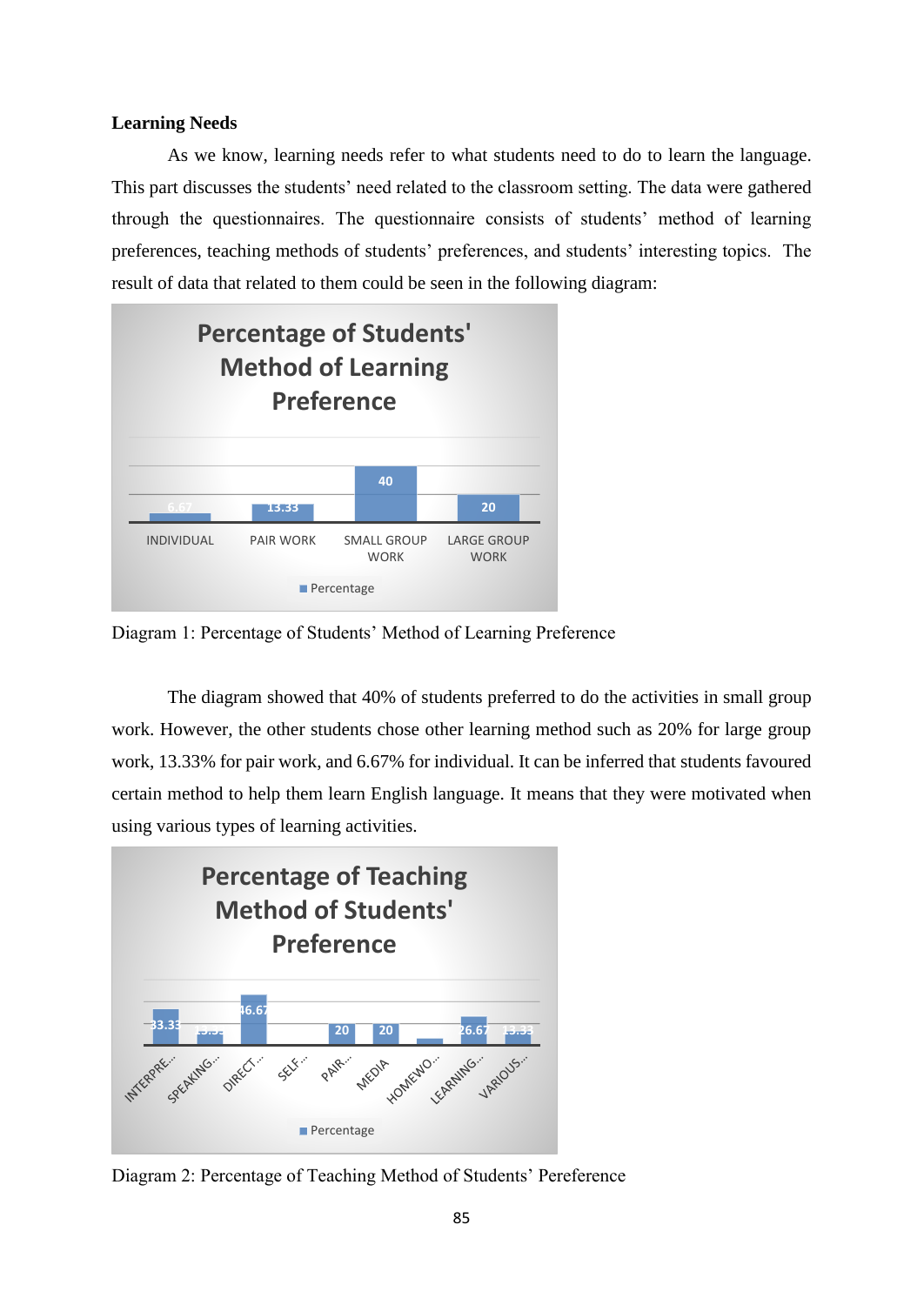**Learning Needs**

As we know, learning needs refer to what students need to do to learn the language. This part discusses the students' need related to the classroom setting. The data were gathered through the questionnaires. The questionnaire consists of students' method of learning preferences, teaching methods of students' preferences, and students' interesting topics. The result of data that related to them could be seen in the following diagram:

Diagram 1: Percentage of Students' Method of Learning Preference

The diagram showed that 40% of students preferred to do the activities in small group work. However, the other students chose other learning method such as 20% for large group work, 13.33% for pair work, and 6.67% for individual. It can be inferred that students favoured certain method to help them learn English language. It means that they were motivated when using various types of learning activities.

Diagram 2: Percentage of Teaching Method of Students' Pereference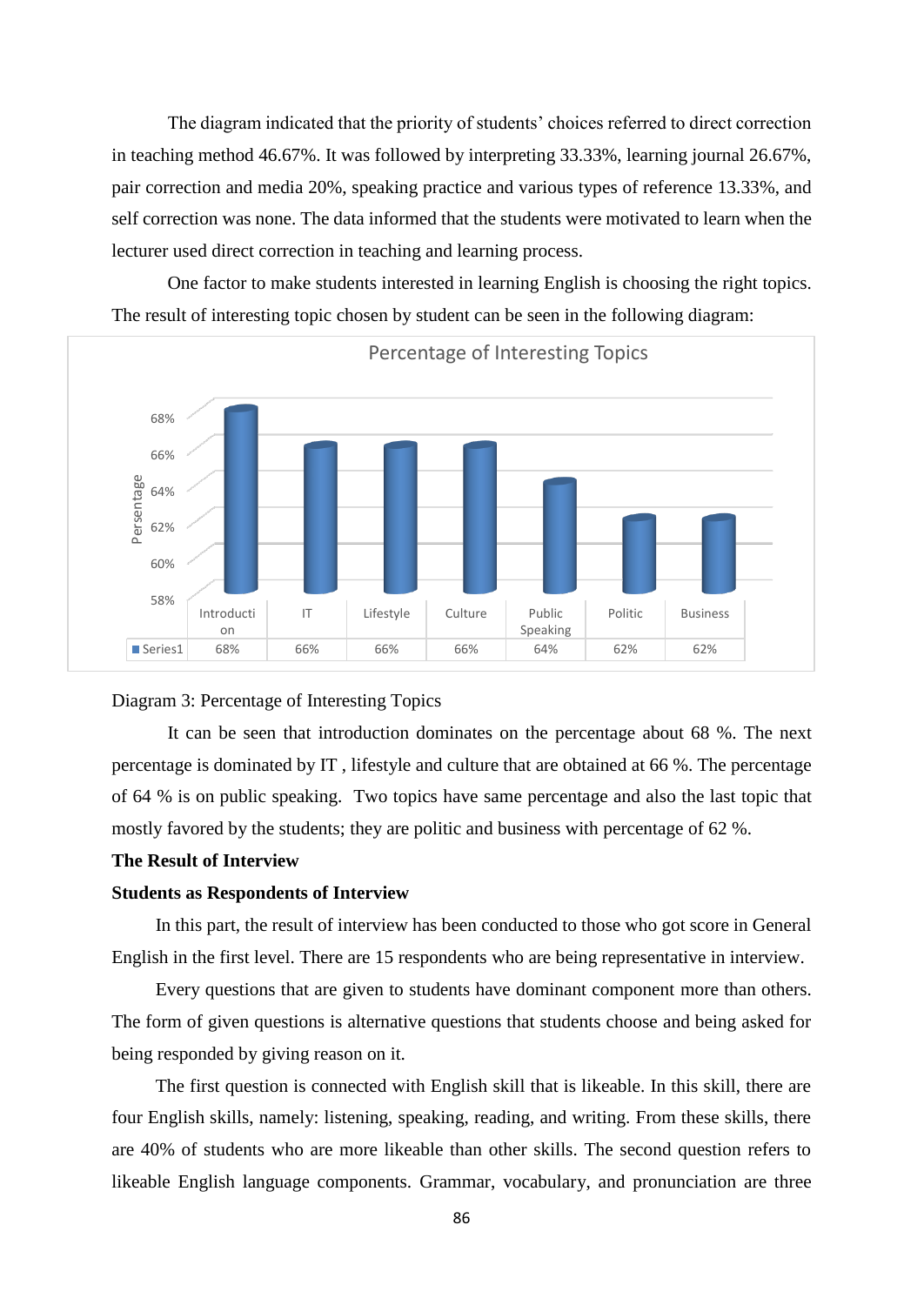The diagram indicated that the priority of students' choices referred to direct correction in teaching method 46.67%. It was followed by interpreting 33.33%, learning journal 26.67%, pair correction and media 20%, speaking practice and various types of reference 13.33%, and self correction was none. The data informed that the students were motivated to learn when the lecturer used direct correction in teaching and learning process.

One factor to make students interested in learning English is choosing the right topics. The result of interesting topic chosen by student can be seen in the following diagram:

Percentage of Interesting Topics

| | Introduction | IT | Lifestyle | Culture | Public Speaking | Politic | Business |
|---|---|---|---|---|---|---|---|
| Series1 | 68% | 66% | 66% | 66% | 64% | 62% | 62% |

Diagram 3: Percentage of Interesting Topics

It can be seen that introduction dominates on the percentage about 68 %. The next percentage is dominated by IT , lifestyle and culture that are obtained at 66 %. The percentage of 64 % is on public speaking. Two topics have same percentage and also the last topic that mostly favored by the students; they are politic and business with percentage of 62 %.

**The Result of Interview**

**Students as Respondents of Interview**

In this part, the result of interview has been conducted to those who got score in General English in the first level. There are 15 respondents who are being representative in interview.

Every questions that are given to students have dominant component more than others. The form of given questions is alternative questions that students choose and being asked for being responded by giving reason on it.

The first question is connected with English skill that is likeable. In this skill, there are four English skills, namely: listening, speaking, reading, and writing. From these skills, there are 40% of students who are more likeable than other skills. The second question refers to likeable English language components. Grammar, vocabulary, and pronunciation are three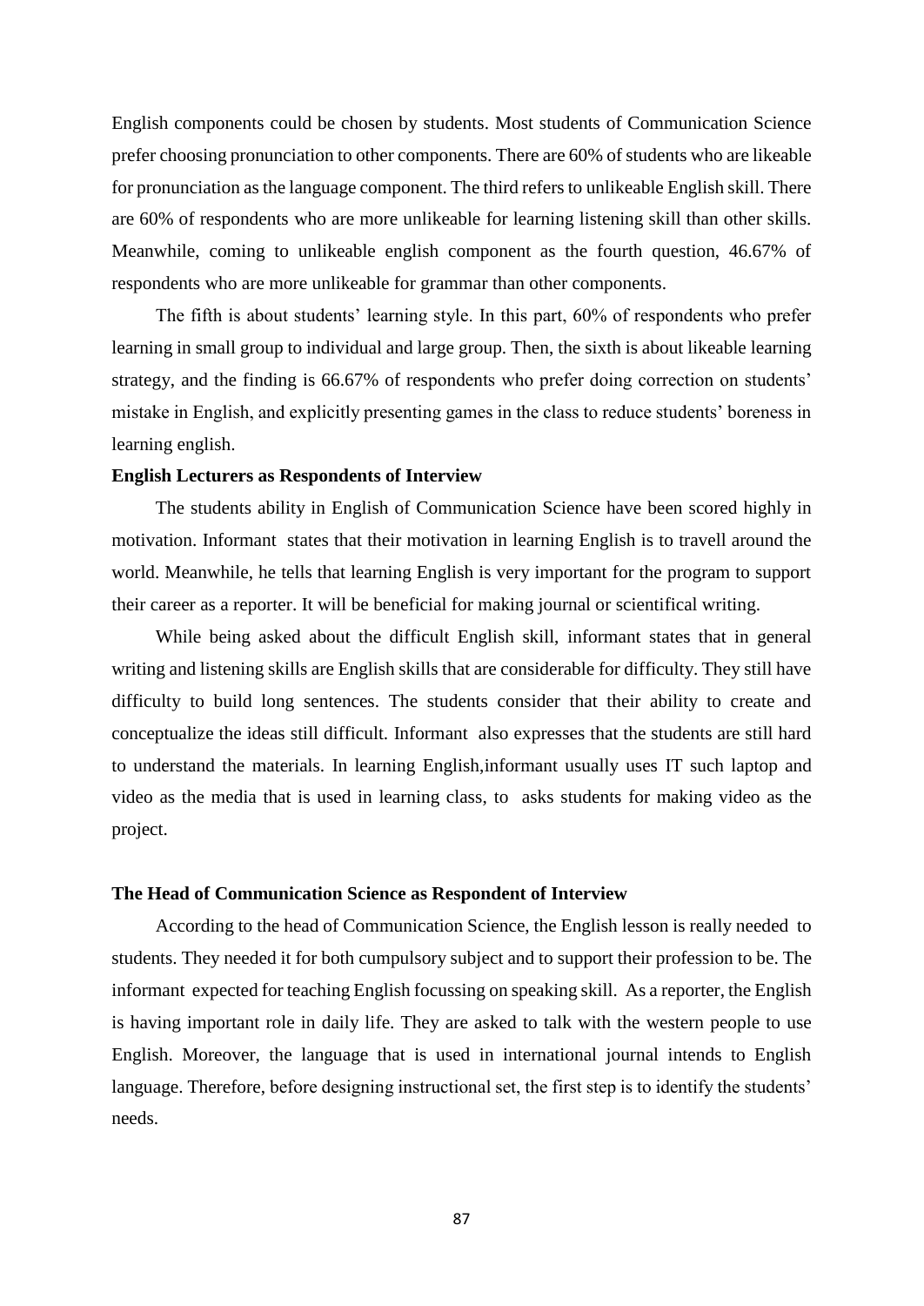English components could be chosen by students. Most students of Communication Science prefer choosing pronunciation to other components. There are 60% of students who are likeable for pronunciation as the language component. The third refers to unlikeable English skill. There are 60% of respondents who are more unlikeable for learning listening skill than other skills. Meanwhile, coming to unlikeable english component as the fourth question, 46.67% of respondents who are more unlikeable for grammar than other components.

The fifth is about students' learning style. In this part, 60% of respondents who prefer learning in small group to individual and large group. Then, the sixth is about likeable learning strategy, and the finding is 66.67% of respondents who prefer doing correction on students' mistake in English, and explicitly presenting games in the class to reduce students' boreness in learning english.

**English Lecturers as Respondents of Interview**

The students ability in English of Communication Science have been scored highly in motivation. Informant states that their motivation in learning English is to travell around the world. Meanwhile, he tells that learning English is very important for the program to support their career as a reporter. It will be beneficial for making journal or scientifical writing.

While being asked about the difficult English skill, informant states that in general writing and listening skills are English skills that are considerable for difficulty. They still have difficulty to build long sentences. The students consider that their ability to create and conceptualize the ideas still difficult. Informant also expresses that the students are still hard to understand the materials. In learning English,informant usually uses IT such laptop and video as the media that is used in learning class, to asks students for making video as the project.

**The Head of Communication Science as Respondent of Interview**

According to the head of Communication Science, the English lesson is really needed to students. They needed it for both cumpulsory subject and to support their profession to be. The informant expected for teaching English focussing on speaking skill. As a reporter, the English is having important role in daily life. They are asked to talk with the western people to use English. Moreover, the language that is used in international journal intends to English language. Therefore, before designing instructional set, the first step is to identify the students' needs.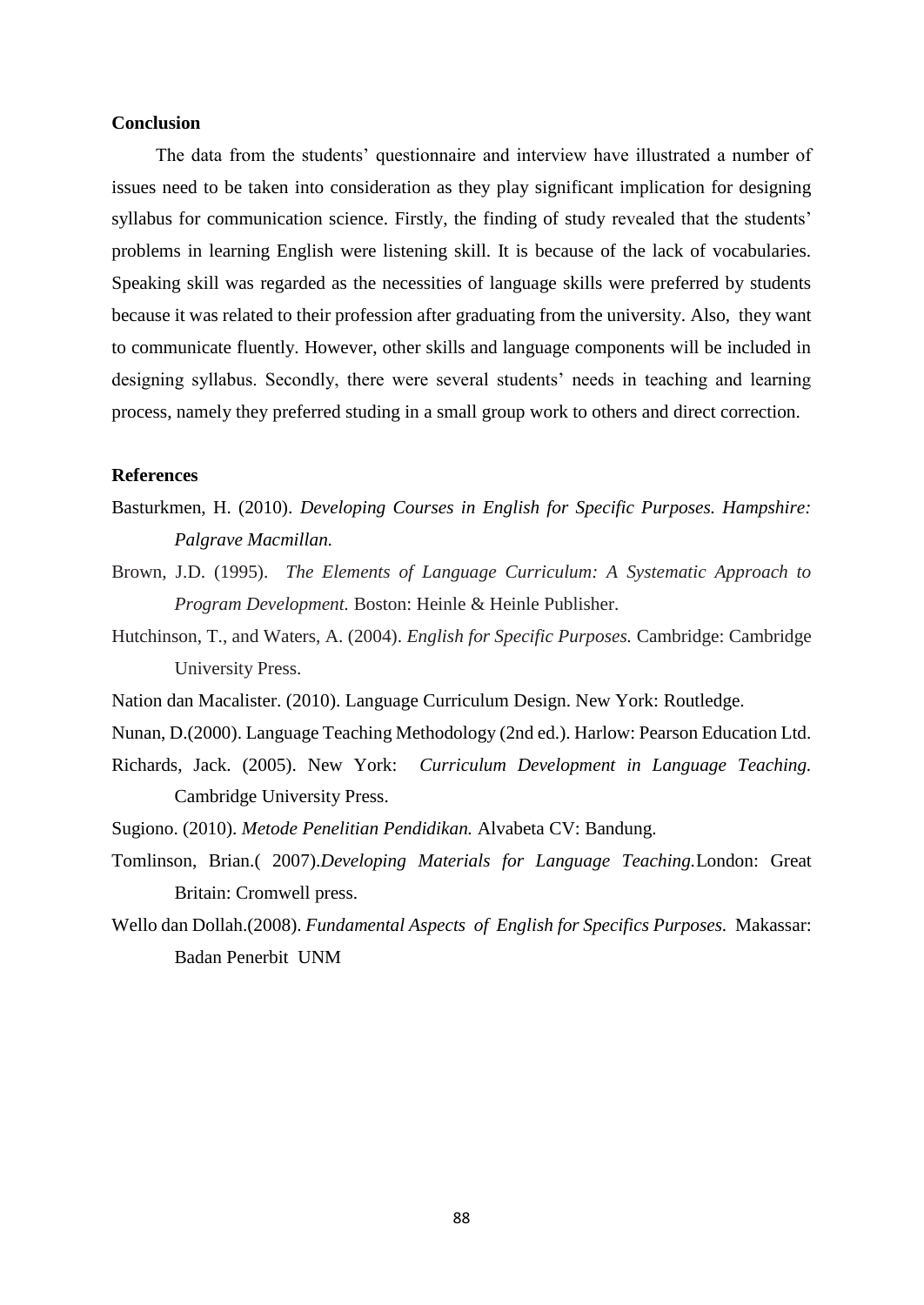## Conclusion

The data from the students' questionnaire and interview have illustrated a number of issues need to be taken into consideration as they play significant implication for designing syllabus for communication science. Firstly, the finding of study revealed that the students' problems in learning English were listening skill. It is because of the lack of vocabularies. Speaking skill was regarded as the necessities of language skills were preferred by students because it was related to their profession after graduating from the university. Also, they want to communicate fluently. However, other skills and language components will be included in designing syllabus. Secondly, there were several students' needs in teaching and learning process, namely they preferred studing in a small group work to others and direct correction.

## References

Basturkmen, H. (2010). *Developing Courses in English for Specific Purposes. Hampshire: Palgrave Macmillan.*

Brown, J.D. (1995). *The Elements of Language Curriculum: A Systematic Approach to Program Development.* Boston: Heinle & Heinle Publisher.

Hutchinson, T., and Waters, A. (2004). *English for Specific Purposes.* Cambridge: Cambridge University Press.

Nation dan Macalister. (2010). Language Curriculum Design. New York: Routledge.

Nunan, D.(2000). Language Teaching Methodology (2nd ed.). Harlow: Pearson Education Ltd.

Richards, Jack. (2005). New York: *Curriculum Development in Language Teaching.* Cambridge University Press.

Sugiono. (2010). *Metode Penelitian Pendidikan.* Alvabeta CV: Bandung.

Tomlinson, Brian.( 2007).*Developing Materials for Language Teaching.*London: Great Britain: Cromwell press.

Wello dan Dollah.(2008). *Fundamental Aspects of English for Specifics Purposes.* Makassar: Badan Penerbit UNM